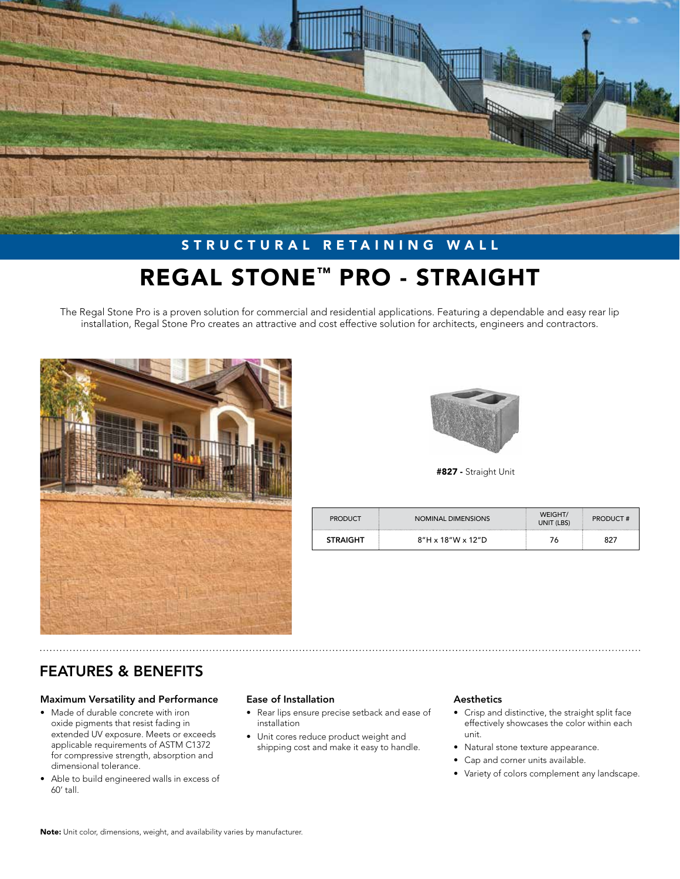STRUCTURAL RETAINING WALL

# REGAL STONE™ PRO - STRAIGHT

The Regal Stone Pro is a proven solution for commercial and residential applications. Featuring a dependable and easy rear lip installation, Regal Stone Pro creates an attractive and cost effective solution for architects, engineers and contractors.

**#827 -** Straight Unit

| PRODUCT | NOMINAL DIMENSIONS | WEIGHT/ UNIT (LBS) | PRODUCT # |
|---|---|---|---|
| **STRAIGHT** | 8"H x 18"W x 12"D | 76 | 827 |

## FEATURES & BENEFITS

### Maximum Versatility and Performance

- Made of durable concrete with iron oxide pigments that resist fading in extended UV exposure. Meets or exceeds applicable requirements of ASTM C1372 for compressive strength, absorption and dimensional tolerance.
- Able to build engineered walls in excess of 60' tall.

### Ease of Installation

- Rear lips ensure precise setback and ease of installation
- Unit cores reduce product weight and shipping cost and make it easy to handle.

### Aesthetics

- Crisp and distinctive, the straight split face effectively showcases the color within each unit.
- Natural stone texture appearance.
- Cap and corner units available.
- Variety of colors complement any landscape.

**Note:** Unit color, dimensions, weight, and availability varies by manufacturer.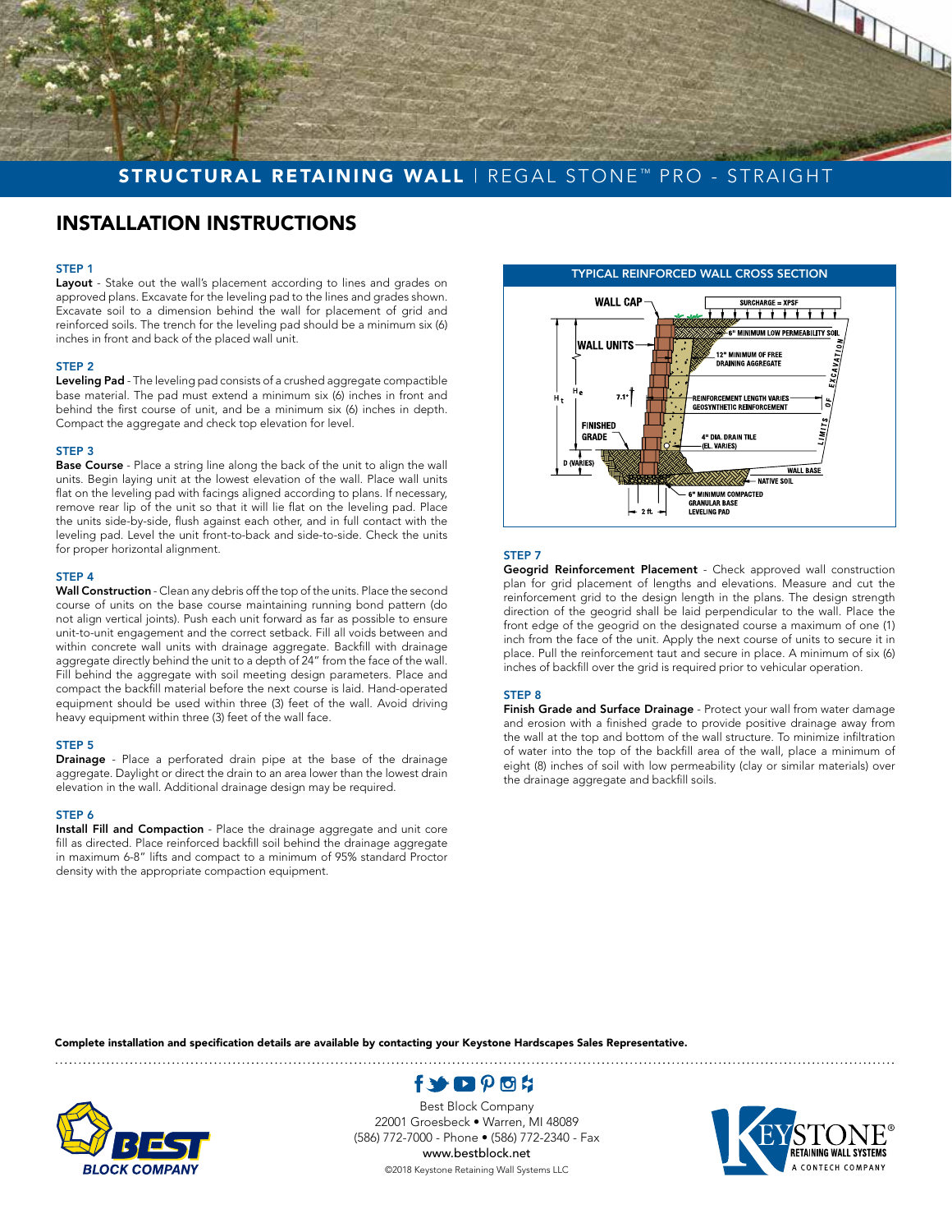## STRUCTURAL RETAINING WALL | REGAL STONE™ PRO - STRAIGHT

# INSTALLATION INSTRUCTIONS

### STEP 1

**Layout** - Stake out the wall's placement according to lines and grades on approved plans. Excavate for the leveling pad to the lines and grades shown. Excavate soil to a dimension behind the wall for placement of grid and reinforced soils. The trench for the leveling pad should be a minimum six (6) inches in front and back of the placed wall unit.

### STEP 2

**Leveling Pad** - The leveling pad consists of a crushed aggregate compactible base material. The pad must extend a minimum six (6) inches in front and behind the first course of unit, and be a minimum six (6) inches in depth. Compact the aggregate and check top elevation for level.

### STEP 3

**Base Course** - Place a string line along the back of the unit to align the wall units. Begin laying unit at the lowest elevation of the wall. Place wall units flat on the leveling pad with facings aligned according to plans. If necessary, remove rear lip of the unit so that it will lie flat on the leveling pad. Place the units side-by-side, flush against each other, and in full contact with the leveling pad. Level the unit front-to-back and side-to-side. Check the units for proper horizontal alignment.

### STEP 4

**Wall Construction** - Clean any debris off the top of the units. Place the second course of units on the base course maintaining running bond pattern (do not align vertical joints). Push each unit forward as far as possible to ensure unit-to-unit engagement and the correct setback. Fill all voids between and within concrete wall units with drainage aggregate. Backfill with drainage aggregate directly behind the unit to a depth of 24" from the face of the wall. Fill behind the aggregate with soil meeting design parameters. Place and compact the backfill material before the next course is laid. Hand-operated equipment should be used within three (3) feet of the wall. Avoid driving heavy equipment within three (3) feet of the wall face.

### STEP 5

**Drainage** - Place a perforated drain pipe at the base of the drainage aggregate. Daylight or direct the drain to an area lower than the lowest drain elevation in the wall. Additional drainage design may be required.

### STEP 6

**Install Fill and Compaction** - Place the drainage aggregate and unit core fill as directed. Place reinforced backfill soil behind the drainage aggregate in maximum 6-8" lifts and compact to a minimum of 95% standard Proctor density with the appropriate compaction equipment.

### TYPICAL REINFORCED WALL CROSS SECTION

WALL CAP
SURCHARGE = XPSF
6" MINIMUM LOW PERMEABILITY SOIL
WALL UNITS
12" MINIMUM OF FREE DRAINING AGGREGATE
LIMITS OF EXCAVATION
$H_t$
$H_e$
7.1°
REINFORCEMENT LENGTH VARIES GEOSYNTHETIC REINFORCEMENT
FINISHED GRADE
4" DIA. DRAIN TILE (EL. VARIES)
D (VARIES)
WALL BASE
NATIVE SOIL
6" MINIMUM COMPACTED GRANULAR BASE LEVELING PAD
2 ft.

### STEP 7

**Geogrid Reinforcement Placement** - Check approved wall construction plan for grid placement of lengths and elevations. Measure and cut the reinforcement grid to the design length in the plans. The design strength direction of the geogrid shall be laid perpendicular to the wall. Place the front edge of the geogrid on the designated course a maximum of one (1) inch from the face of the unit. Apply the next course of units to secure it in place. Pull the reinforcement taut and secure in place. A minimum of six (6) inches of backfill over the grid is required prior to vehicular operation.

### STEP 8

**Finish Grade and Surface Drainage** - Protect your wall from water damage and erosion with a finished grade to provide positive drainage away from the wall at the top and bottom of the wall structure. To minimize infiltration of water into the top of the backfill area of the wall, place a minimum of eight (8) inches of soil with low permeability (clay or similar materials) over the drainage aggregate and backfill soils.

**Complete installation and specification details are available by contacting your Keystone Hardscapes Sales Representative.**

BEST BLOCK COMPANY

Best Block Company
22001 Groesbeck • Warren, MI 48089
(586) 772-7000 - Phone • (586) 772-2340 - Fax
www.bestblock.net
©2018 Keystone Retaining Wall Systems LLC

KEYSTONE® RETAINING WALL SYSTEMS A CONTECH COMPANY